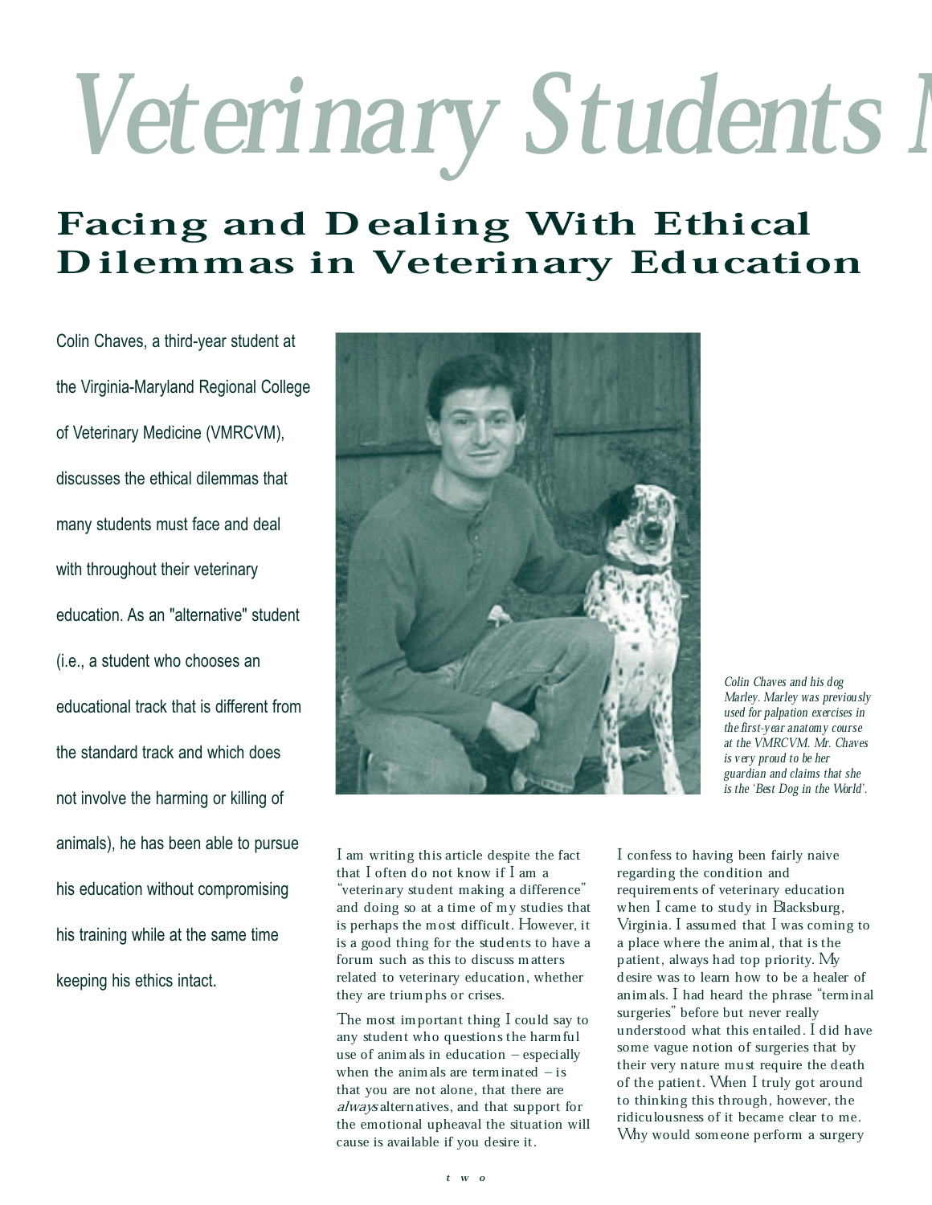# Veterinary Students M

## Facing and Dealing With Ethical Dilemmas in Veterinary Education

Colin Chaves, a third-year student at the Virginia-Maryland Regional College of Veterinary Medicine (VMRCVM), discusses the ethical dilemmas that many students must face and deal with throughout their veterinary education. As an "alternative" student (i.e., a student who chooses an educational track that is different from the standard track and which does not involve the harming or killing of animals), he has been able to pursue his education without compromising his training while at the same time keeping his ethics intact.

*Colin Chaves and his dog Marley. Marley was previously used for palpation exercises in the first-year anatomy course at the VMRCVM. Mr. Chaves is very proud to be her guardian and claims that she is the 'Best Dog in the World'.*

I am writing this article despite the fact that I often do not know if I am a "veterinary student making a difference" and doing so at a time of my studies that is perhaps the most difficult. However, it is a good thing for the students to have a forum such as this to discuss matters related to veterinary education, whether they are triumphs or crises.

The most important thing I could say to any student who questions the harmful use of animals in education – especially when the animals are terminated – is that you are not alone, that there are *always* alternatives, and that support for the emotional upheaval the situation will cause is available if you desire it.

I confess to having been fairly naive regarding the condition and requirements of veterinary education when I came to study in Blacksburg, Virginia. I assumed that I was coming to a place where the animal, that is the patient, always had top priority. My desire was to learn how to be a healer of animals. I had heard the phrase "terminal surgeries" before but never really understood what this entailed. I did have some vague notion of surgeries that by their very nature must require the death of the patient. When I truly got around to thinking this through, however, the ridiculousness of it became clear to me. Why would someone perform a surgery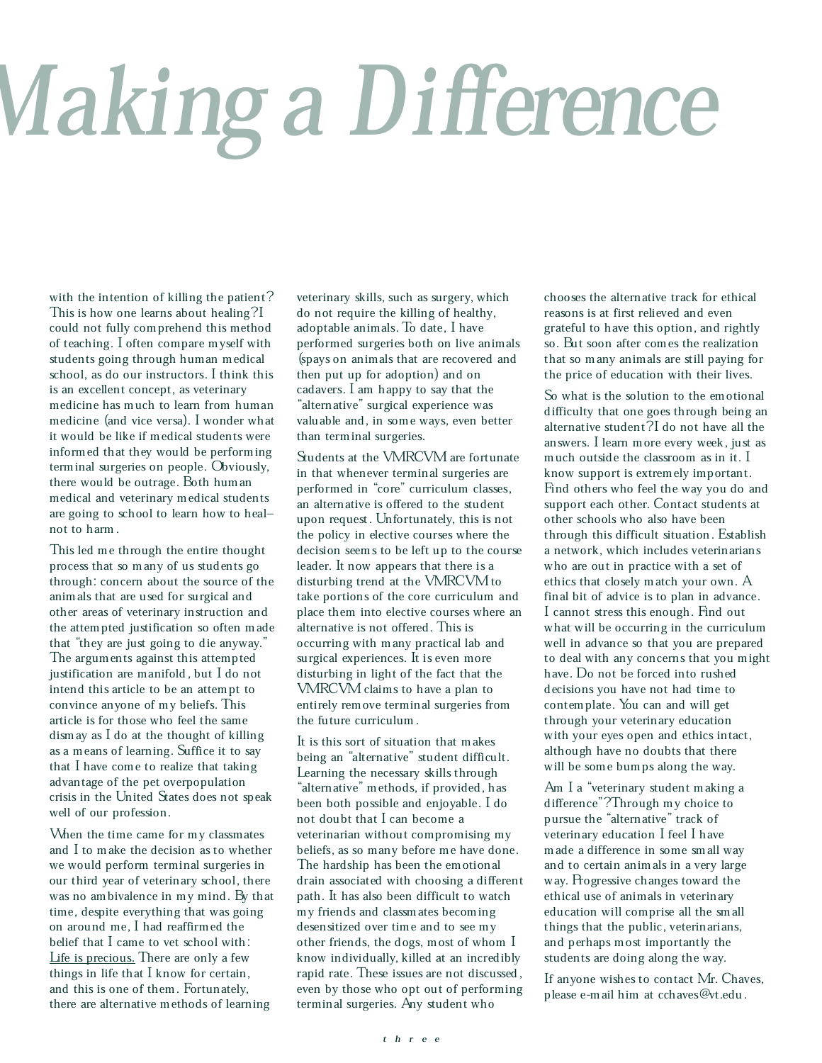# Making a Difference

with the intention of killing the patient? This is how one learns about healing? I could not fully comprehend this method of teaching. I often compare myself with students going through human medical school, as do our instructors. I think this is an excellent concept, as veterinary medicine has much to learn from human medicine (and vice versa). I wonder what it would be like if medical students were informed that they would be performing terminal surgeries on people. Obviously, there would be outrage. Both human medical and veterinary medical students are going to school to learn how to heal–not to harm.

This led me through the entire thought process that so many of us students go through: concern about the source of the animals that are used for surgical and other areas of veterinary instruction and the attempted justification so often made that "they are just going to die anyway." The arguments against this attempted justification are manifold, but I do not intend this article to be an attempt to convince anyone of my beliefs. This article is for those who feel the same dismay as I do at the thought of killing as a means of learning. Suffice it to say that I have come to realize that taking advantage of the pet overpopulation crisis in the United States does not speak well of our profession.

When the time came for my classmates and I to make the decision as to whether we would perform terminal surgeries in our third year of veterinary school, there was no ambivalence in my mind. By that time, despite everything that was going on around me, I had reaffirmed the belief that I came to vet school with: <u>Life is precious.</u> There are only a few things in life that I know for certain, and this is one of them. Fortunately, there are alternative methods of learning veterinary skills, such as surgery, which do not require the killing of healthy, adoptable animals. To date, I have performed surgeries both on live animals (spays on animals that are recovered and then put up for adoption) and on cadavers. I am happy to say that the "alternative" surgical experience was valuable and, in some ways, even better than terminal surgeries.

Students at the VMRCVM are fortunate in that whenever terminal surgeries are performed in "core" curriculum classes, an alternative is offered to the student upon request. Unfortunately, this is not the policy in elective courses where the decision seems to be left up to the course leader. It now appears that there is a disturbing trend at the VMRCVM to take portions of the core curriculum and place them into elective courses where an alternative is not offered. This is occurring with many practical lab and surgical experiences. It is even more disturbing in light of the fact that the VMRCVM claims to have a plan to entirely remove terminal surgeries from the future curriculum.

It is this sort of situation that makes being an "alternative" student difficult. Learning the necessary skills through "alternative" methods, if provided, has been both possible and enjoyable. I do not doubt that I can become a veterinarian without compromising my beliefs, as so many before me have done. The hardship has been the emotional drain associated with choosing a different path. It has also been difficult to watch my friends and classmates becoming desensitized over time and to see my other friends, the dogs, most of whom I know individually, killed at an incredibly rapid rate. These issues are not discussed, even by those who opt out of performing terminal surgeries. Any student who chooses the alternative track for ethical reasons is at first relieved and even grateful to have this option, and rightly so. But soon after comes the realization that so many animals are still paying for the price of education with their lives.

So what is the solution to the emotional difficulty that one goes through being an alternative student? I do not have all the answers. I learn more every week, just as much outside the classroom as in it. I know support is extremely important. Find others who feel the way you do and support each other. Contact students at other schools who also have been through this difficult situation. Establish a network, which includes veterinarians who are out in practice with a set of ethics that closely match your own. A final bit of advice is to plan in advance. I cannot stress this enough. Find out what will be occurring in the curriculum well in advance so that you are prepared to deal with any concerns that you might have. Do not be forced into rushed decisions you have not had time to contemplate. You can and will get through your veterinary education with your eyes open and ethics intact, although have no doubts that there will be some bumps along the way.

Am I a "veterinary student making a difference"? Through my choice to pursue the "alternative" track of veterinary education I feel I have made a difference in some small way and to certain animals in a very large way. Progressive changes toward the ethical use of animals in veterinary education will comprise all the small things that the public, veterinarians, and perhaps most importantly the students are doing along the way.

If anyone wishes to contact Mr. Chaves, please e-mail him at cchaves@vt.edu.